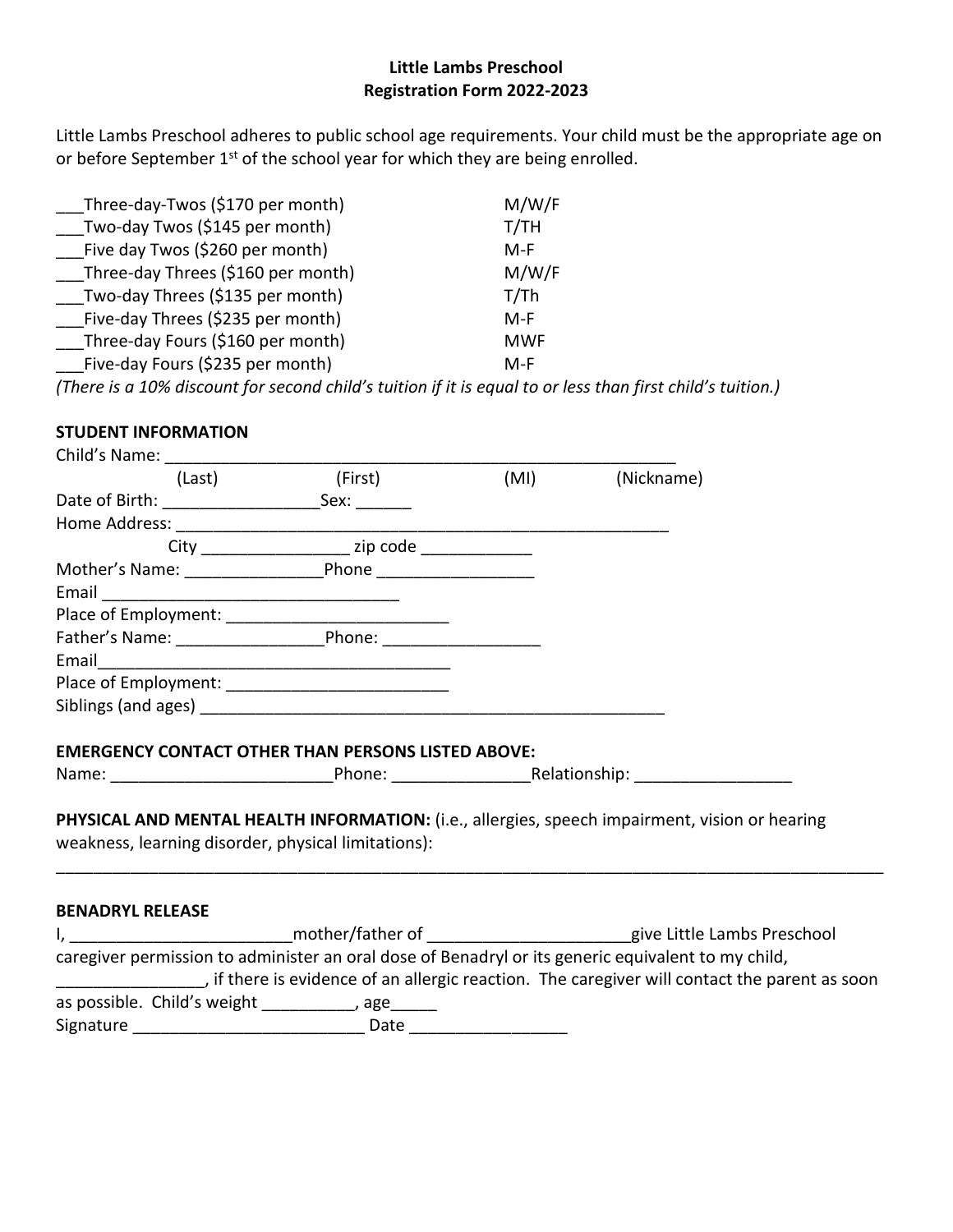**Little Lambs Preschool**
**Registration Form 2022-2023**

Little Lambs Preschool adheres to public school age requirements. Your child must be the appropriate age on or before September 1st of the school year for which they are being enrolled.

| | |
|---|---|
| ___Three-day-Twos ($170 per month) | M/W/F |
| ___Two-day Twos ($145 per month) | T/TH |
| ___Five day Twos ($260 per month) | M-F |
| ___Three-day Threes ($160 per month) | M/W/F |
| ___Two-day Threes ($135 per month) | T/Th |
| ___Five-day Threes ($235 per month) | M-F |
| ___Three-day Fours ($160 per month) | MWF |
| ___Five-day Fours ($235 per month) | M-F |

*(There is a 10% discount for second child's tuition if it is equal to or less than first child's tuition.)*

**STUDENT INFORMATION**

Child's Name: ________________________________________________________

(Last) (First) (MI) (Nickname)

Date of Birth: _________________Sex: ______

Home Address: ________________________________________________________

City ________________ zip code ____________

Mother's Name: _______________Phone ________________

Email _________________________________

Place of Employment: ________________________

Father's Name: ________________Phone: _________________

Email_______________________________________

Place of Employment: ________________________

Siblings (and ages) ____________________________________________________

**EMERGENCY CONTACT OTHER THAN PERSONS LISTED ABOVE:**

Name: ________________________Phone: _______________Relationship: _________________

**PHYSICAL AND MENTAL HEALTH INFORMATION:** (i.e., allergies, speech impairment, vision or hearing weakness, learning disorder, physical limitations):

_____________________________________________________________________________________________

**BENADRYL RELEASE**

I, ________________________mother/father of _____________________give Little Lambs Preschool caregiver permission to administer an oral dose of Benadryl or its generic equivalent to my child, ________________, if there is evidence of an allergic reaction. The caregiver will contact the parent as soon as possible. Child's weight __________, age_____

Signature _________________________ Date _________________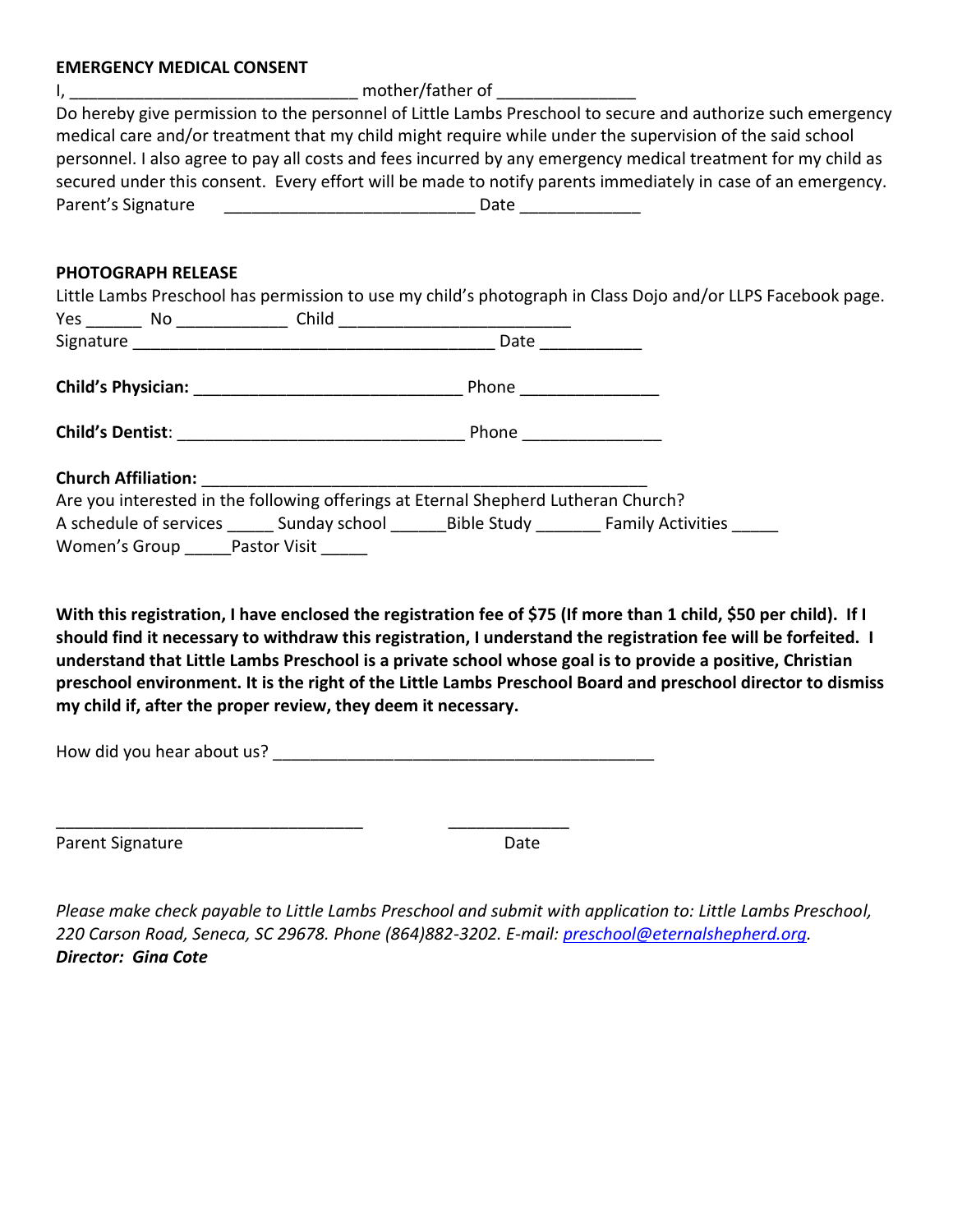**EMERGENCY MEDICAL CONSENT**

I, ______________________________ mother/father of _______________

Do hereby give permission to the personnel of Little Lambs Preschool to secure and authorize such emergency medical care and/or treatment that my child might require while under the supervision of the said school personnel. I also agree to pay all costs and fees incurred by any emergency medical treatment for my child as secured under this consent. Every effort will be made to notify parents immediately in case of an emergency.

Parent's Signature ___________________________ Date _____________

**PHOTOGRAPH RELEASE**

Little Lambs Preschool has permission to use my child's photograph in Class Dojo and/or LLPS Facebook page.

Yes ______ No ____________ Child _________________________

Signature ________________________________________ Date ___________

**Child's Physician:** _____________________________ Phone _______________

**Child's Dentist**: _______________________________ Phone _______________

**Church Affiliation:** _________________________________________________

Are you interested in the following offerings at Eternal Shepherd Lutheran Church?

A schedule of services _____ Sunday school ______Bible Study _______ Family Activities _____

Women's Group _____Pastor Visit _____

**With this registration, I have enclosed the registration fee of $75 (If more than 1 child, $50 per child). If I should find it necessary to withdraw this registration, I understand the registration fee will be forfeited. I understand that Little Lambs Preschool is a private school whose goal is to provide a positive, Christian preschool environment. It is the right of the Little Lambs Preschool Board and preschool director to dismiss my child if, after the proper review, they deem it necessary.**

How did you hear about us? __________________________________________

_________________________________ _____________

Parent Signature Date

*Please make check payable to Little Lambs Preschool and submit with application to: Little Lambs Preschool, 220 Carson Road, Seneca, SC 29678. Phone (864)882-3202. E-mail: preschool@eternalshepherd.org.*

***Director: Gina Cote***